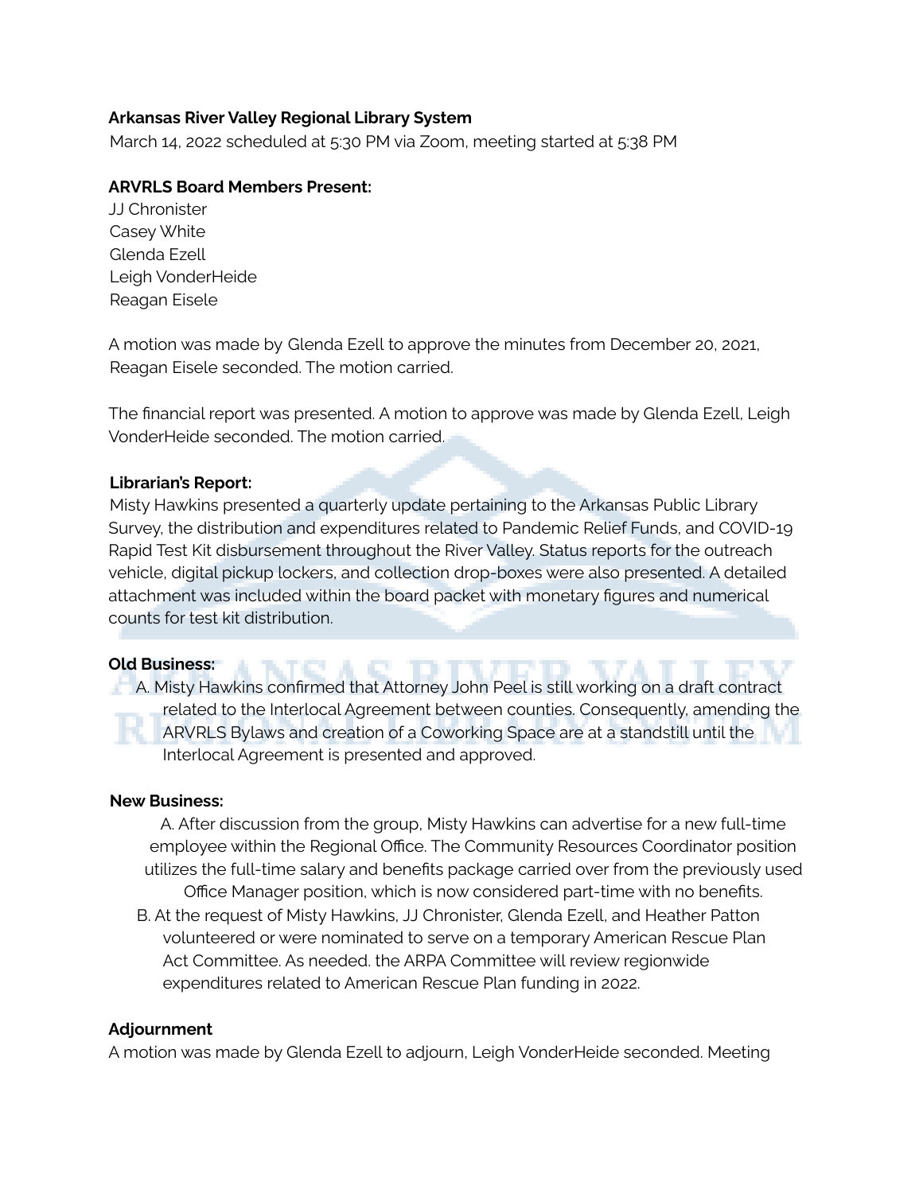**Arkansas River Valley Regional Library System**

March 14, 2022 scheduled at 5:30 PM via Zoom, meeting started at 5:38 PM

**ARVRLS Board Members Present:**

JJ Chronister
Casey White
Glenda Ezell
Leigh VonderHeide
Reagan Eisele

A motion was made by Glenda Ezell to approve the minutes from December 20, 2021, Reagan Eisele seconded. The motion carried.

The financial report was presented. A motion to approve was made by Glenda Ezell, Leigh VonderHeide seconded. The motion carried.

**Librarian's Report:**

Misty Hawkins presented a quarterly update pertaining to the Arkansas Public Library Survey, the distribution and expenditures related to Pandemic Relief Funds, and COVID-19 Rapid Test Kit disbursement throughout the River Valley. Status reports for the outreach vehicle, digital pickup lockers, and collection drop-boxes were also presented. A detailed attachment was included within the board packet with monetary figures and numerical counts for test kit distribution.

**Old Business:**

A. Misty Hawkins confirmed that Attorney John Peel is still working on a draft contract related to the Interlocal Agreement between counties. Consequently, amending the ARVRLS Bylaws and creation of a Coworking Space are at a standstill until the Interlocal Agreement is presented and approved.

**New Business:**

A. After discussion from the group, Misty Hawkins can advertise for a new full-time employee within the Regional Office. The Community Resources Coordinator position utilizes the full-time salary and benefits package carried over from the previously used Office Manager position, which is now considered part-time with no benefits.

B. At the request of Misty Hawkins, JJ Chronister, Glenda Ezell, and Heather Patton volunteered or were nominated to serve on a temporary American Rescue Plan Act Committee. As needed. the ARPA Committee will review regionwide expenditures related to American Rescue Plan funding in 2022.

**Adjournment**

A motion was made by Glenda Ezell to adjourn, Leigh VonderHeide seconded. Meeting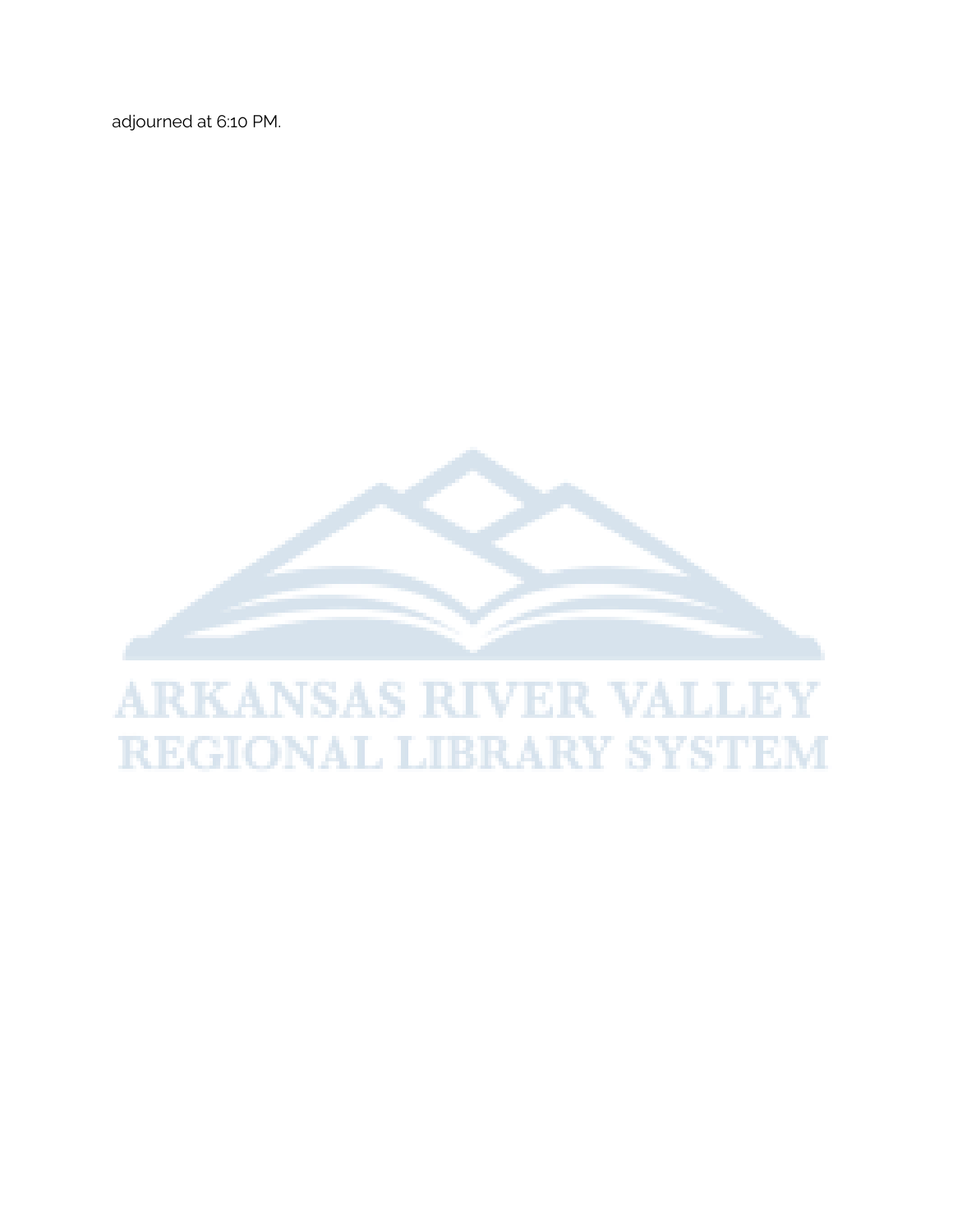adjourned at 6:10 PM.